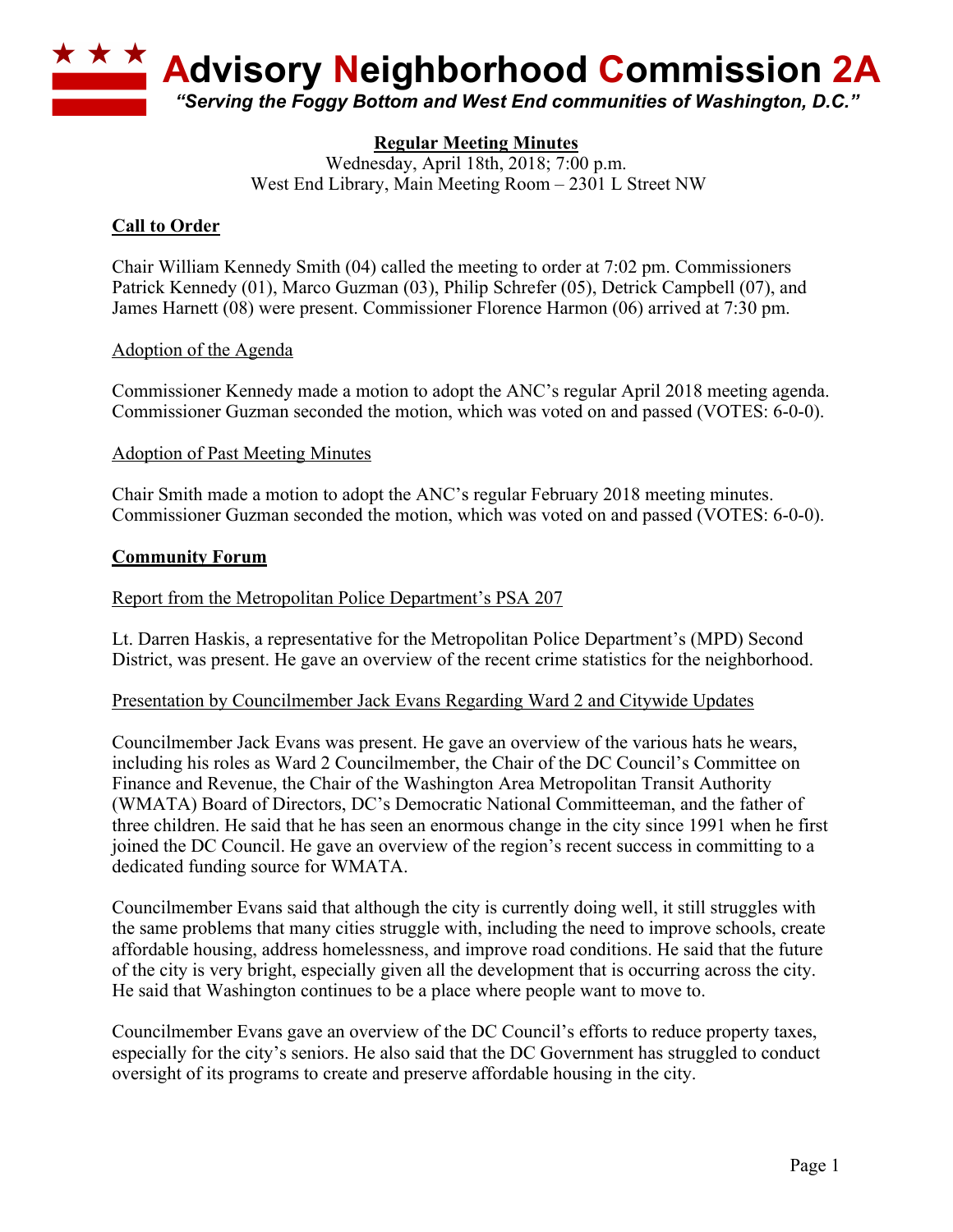# Advisory Neighborhood Commission 2A

*"Serving the Foggy Bottom and West End communities of Washington, D.C."*

**Regular Meeting Minutes**
Wednesday, April 18th, 2018; 7:00 p.m.
West End Library, Main Meeting Room – 2301 L Street NW

## Call to Order

Chair William Kennedy Smith (04) called the meeting to order at 7:02 pm. Commissioners Patrick Kennedy (01), Marco Guzman (03), Philip Schrefer (05), Detrick Campbell (07), and James Harnett (08) were present. Commissioner Florence Harmon (06) arrived at 7:30 pm.

### Adoption of the Agenda

Commissioner Kennedy made a motion to adopt the ANC's regular April 2018 meeting agenda. Commissioner Guzman seconded the motion, which was voted on and passed (VOTES: 6-0-0).

### Adoption of Past Meeting Minutes

Chair Smith made a motion to adopt the ANC's regular February 2018 meeting minutes. Commissioner Guzman seconded the motion, which was voted on and passed (VOTES: 6-0-0).

## Community Forum

### Report from the Metropolitan Police Department's PSA 207

Lt. Darren Haskis, a representative for the Metropolitan Police Department's (MPD) Second District, was present. He gave an overview of the recent crime statistics for the neighborhood.

### Presentation by Councilmember Jack Evans Regarding Ward 2 and Citywide Updates

Councilmember Jack Evans was present. He gave an overview of the various hats he wears, including his roles as Ward 2 Councilmember, the Chair of the DC Council's Committee on Finance and Revenue, the Chair of the Washington Area Metropolitan Transit Authority (WMATA) Board of Directors, DC's Democratic National Committeeman, and the father of three children. He said that he has seen an enormous change in the city since 1991 when he first joined the DC Council. He gave an overview of the region's recent success in committing to a dedicated funding source for WMATA.

Councilmember Evans said that although the city is currently doing well, it still struggles with the same problems that many cities struggle with, including the need to improve schools, create affordable housing, address homelessness, and improve road conditions. He said that the future of the city is very bright, especially given all the development that is occurring across the city. He said that Washington continues to be a place where people want to move to.

Councilmember Evans gave an overview of the DC Council's efforts to reduce property taxes, especially for the city's seniors. He also said that the DC Government has struggled to conduct oversight of its programs to create and preserve affordable housing in the city.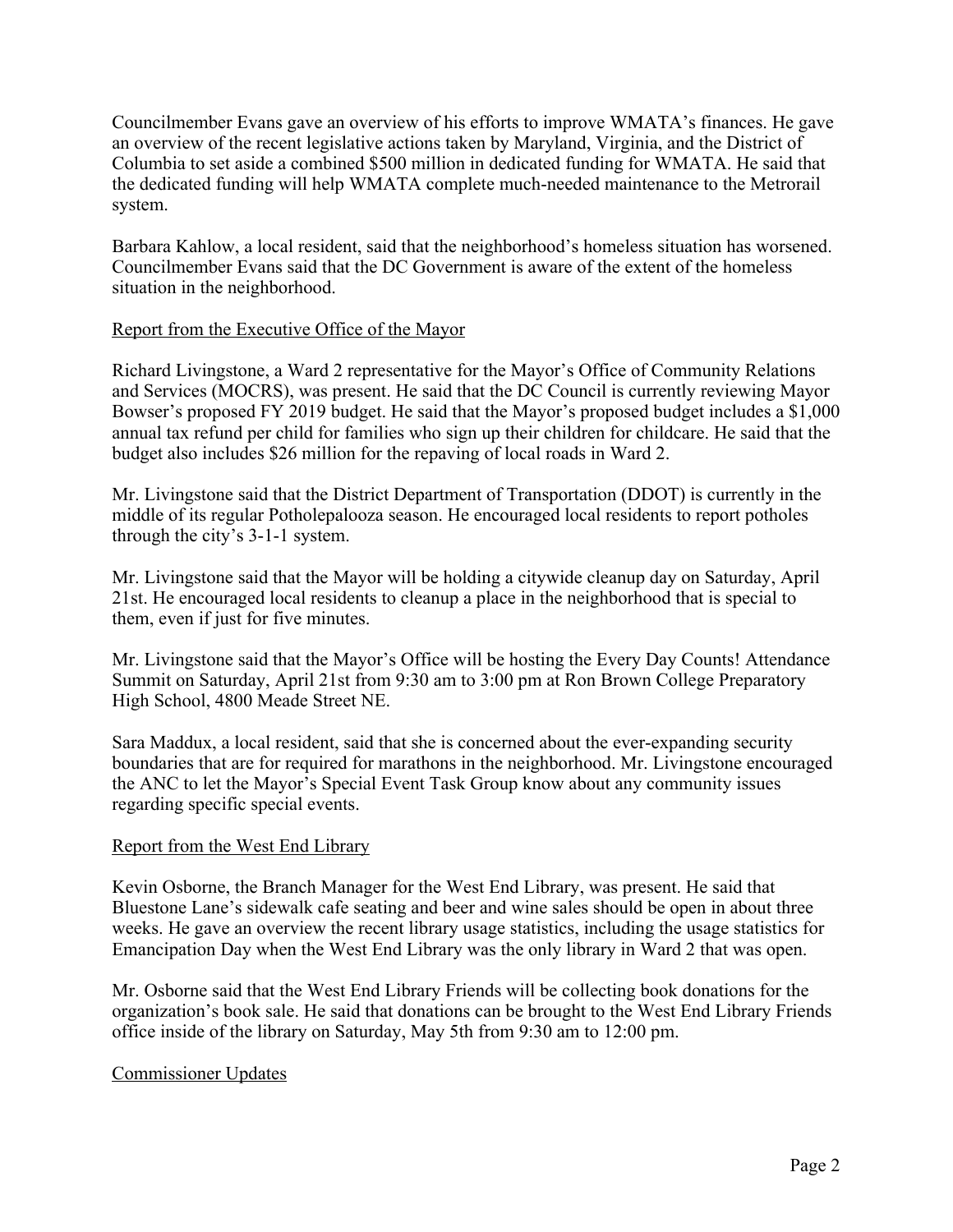Councilmember Evans gave an overview of his efforts to improve WMATA's finances. He gave an overview of the recent legislative actions taken by Maryland, Virginia, and the District of Columbia to set aside a combined $500 million in dedicated funding for WMATA. He said that the dedicated funding will help WMATA complete much-needed maintenance to the Metrorail system.

Barbara Kahlow, a local resident, said that the neighborhood's homeless situation has worsened. Councilmember Evans said that the DC Government is aware of the extent of the homeless situation in the neighborhood.

Report from the Executive Office of the Mayor

Richard Livingstone, a Ward 2 representative for the Mayor's Office of Community Relations and Services (MOCRS), was present. He said that the DC Council is currently reviewing Mayor Bowser's proposed FY 2019 budget. He said that the Mayor's proposed budget includes a $1,000 annual tax refund per child for families who sign up their children for childcare. He said that the budget also includes $26 million for the repaving of local roads in Ward 2.

Mr. Livingstone said that the District Department of Transportation (DDOT) is currently in the middle of its regular Potholepalooza season. He encouraged local residents to report potholes through the city's 3-1-1 system.

Mr. Livingstone said that the Mayor will be holding a citywide cleanup day on Saturday, April 21st. He encouraged local residents to cleanup a place in the neighborhood that is special to them, even if just for five minutes.

Mr. Livingstone said that the Mayor's Office will be hosting the Every Day Counts! Attendance Summit on Saturday, April 21st from 9:30 am to 3:00 pm at Ron Brown College Preparatory High School, 4800 Meade Street NE.

Sara Maddux, a local resident, said that she is concerned about the ever-expanding security boundaries that are for required for marathons in the neighborhood. Mr. Livingstone encouraged the ANC to let the Mayor's Special Event Task Group know about any community issues regarding specific special events.

Report from the West End Library

Kevin Osborne, the Branch Manager for the West End Library, was present. He said that Bluestone Lane's sidewalk cafe seating and beer and wine sales should be open in about three weeks. He gave an overview the recent library usage statistics, including the usage statistics for Emancipation Day when the West End Library was the only library in Ward 2 that was open.

Mr. Osborne said that the West End Library Friends will be collecting book donations for the organization's book sale. He said that donations can be brought to the West End Library Friends office inside of the library on Saturday, May 5th from 9:30 am to 12:00 pm.

Commissioner Updates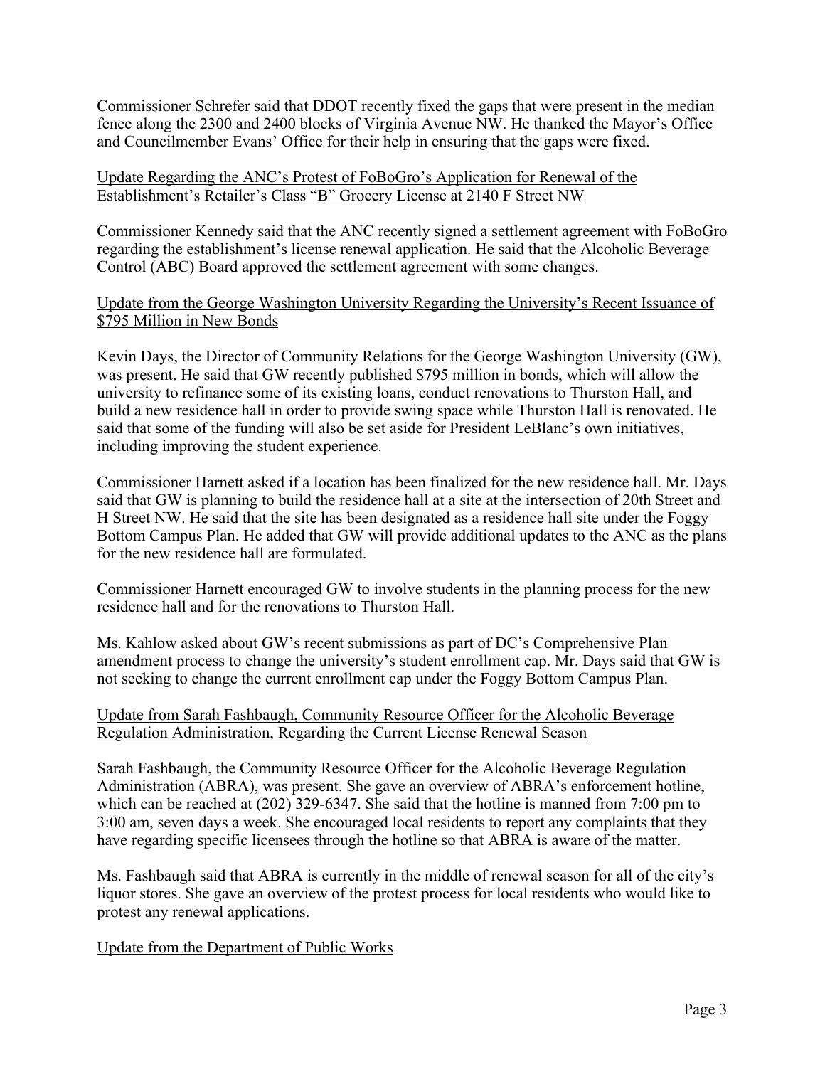Commissioner Schrefer said that DDOT recently fixed the gaps that were present in the median fence along the 2300 and 2400 blocks of Virginia Avenue NW. He thanked the Mayor's Office and Councilmember Evans' Office for their help in ensuring that the gaps were fixed.

<u>Update Regarding the ANC's Protest of FoBoGro's Application for Renewal of the Establishment's Retailer's Class "B" Grocery License at 2140 F Street NW</u>

Commissioner Kennedy said that the ANC recently signed a settlement agreement with FoBoGro regarding the establishment's license renewal application. He said that the Alcoholic Beverage Control (ABC) Board approved the settlement agreement with some changes.

<u>Update from the George Washington University Regarding the University's Recent Issuance of $795 Million in New Bonds</u>

Kevin Days, the Director of Community Relations for the George Washington University (GW), was present. He said that GW recently published $795 million in bonds, which will allow the university to refinance some of its existing loans, conduct renovations to Thurston Hall, and build a new residence hall in order to provide swing space while Thurston Hall is renovated. He said that some of the funding will also be set aside for President LeBlanc's own initiatives, including improving the student experience.

Commissioner Harnett asked if a location has been finalized for the new residence hall. Mr. Days said that GW is planning to build the residence hall at a site at the intersection of 20th Street and H Street NW. He said that the site has been designated as a residence hall site under the Foggy Bottom Campus Plan. He added that GW will provide additional updates to the ANC as the plans for the new residence hall are formulated.

Commissioner Harnett encouraged GW to involve students in the planning process for the new residence hall and for the renovations to Thurston Hall.

Ms. Kahlow asked about GW's recent submissions as part of DC's Comprehensive Plan amendment process to change the university's student enrollment cap. Mr. Days said that GW is not seeking to change the current enrollment cap under the Foggy Bottom Campus Plan.

<u>Update from Sarah Fashbaugh, Community Resource Officer for the Alcoholic Beverage Regulation Administration, Regarding the Current License Renewal Season</u>

Sarah Fashbaugh, the Community Resource Officer for the Alcoholic Beverage Regulation Administration (ABRA), was present. She gave an overview of ABRA's enforcement hotline, which can be reached at (202) 329-6347. She said that the hotline is manned from 7:00 pm to 3:00 am, seven days a week. She encouraged local residents to report any complaints that they have regarding specific licensees through the hotline so that ABRA is aware of the matter.

Ms. Fashbaugh said that ABRA is currently in the middle of renewal season for all of the city's liquor stores. She gave an overview of the protest process for local residents who would like to protest any renewal applications.

<u>Update from the Department of Public Works</u>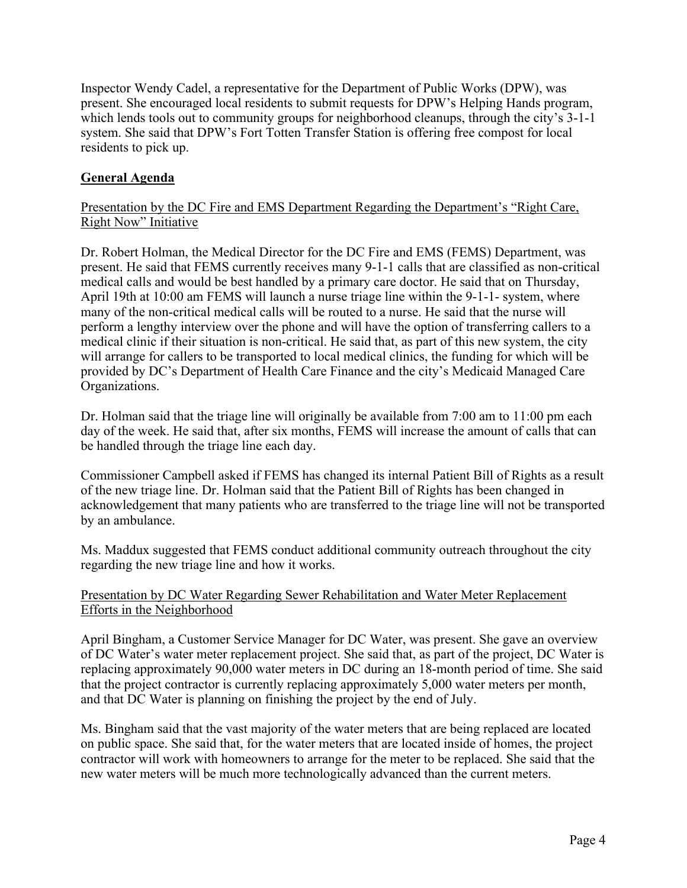Inspector Wendy Cadel, a representative for the Department of Public Works (DPW), was present. She encouraged local residents to submit requests for DPW's Helping Hands program, which lends tools out to community groups for neighborhood cleanups, through the city's 3-1-1 system. She said that DPW's Fort Totten Transfer Station is offering free compost for local residents to pick up.

## General Agenda

Presentation by the DC Fire and EMS Department Regarding the Department's "Right Care, Right Now" Initiative

Dr. Robert Holman, the Medical Director for the DC Fire and EMS (FEMS) Department, was present. He said that FEMS currently receives many 9-1-1 calls that are classified as non-critical medical calls and would be best handled by a primary care doctor. He said that on Thursday, April 19th at 10:00 am FEMS will launch a nurse triage line within the 9-1-1- system, where many of the non-critical medical calls will be routed to a nurse. He said that the nurse will perform a lengthy interview over the phone and will have the option of transferring callers to a medical clinic if their situation is non-critical. He said that, as part of this new system, the city will arrange for callers to be transported to local medical clinics, the funding for which will be provided by DC's Department of Health Care Finance and the city's Medicaid Managed Care Organizations.

Dr. Holman said that the triage line will originally be available from 7:00 am to 11:00 pm each day of the week. He said that, after six months, FEMS will increase the amount of calls that can be handled through the triage line each day.

Commissioner Campbell asked if FEMS has changed its internal Patient Bill of Rights as a result of the new triage line. Dr. Holman said that the Patient Bill of Rights has been changed in acknowledgement that many patients who are transferred to the triage line will not be transported by an ambulance.

Ms. Maddux suggested that FEMS conduct additional community outreach throughout the city regarding the new triage line and how it works.

Presentation by DC Water Regarding Sewer Rehabilitation and Water Meter Replacement Efforts in the Neighborhood

April Bingham, a Customer Service Manager for DC Water, was present. She gave an overview of DC Water's water meter replacement project. She said that, as part of the project, DC Water is replacing approximately 90,000 water meters in DC during an 18-month period of time. She said that the project contractor is currently replacing approximately 5,000 water meters per month, and that DC Water is planning on finishing the project by the end of July.

Ms. Bingham said that the vast majority of the water meters that are being replaced are located on public space. She said that, for the water meters that are located inside of homes, the project contractor will work with homeowners to arrange for the meter to be replaced. She said that the new water meters will be much more technologically advanced than the current meters.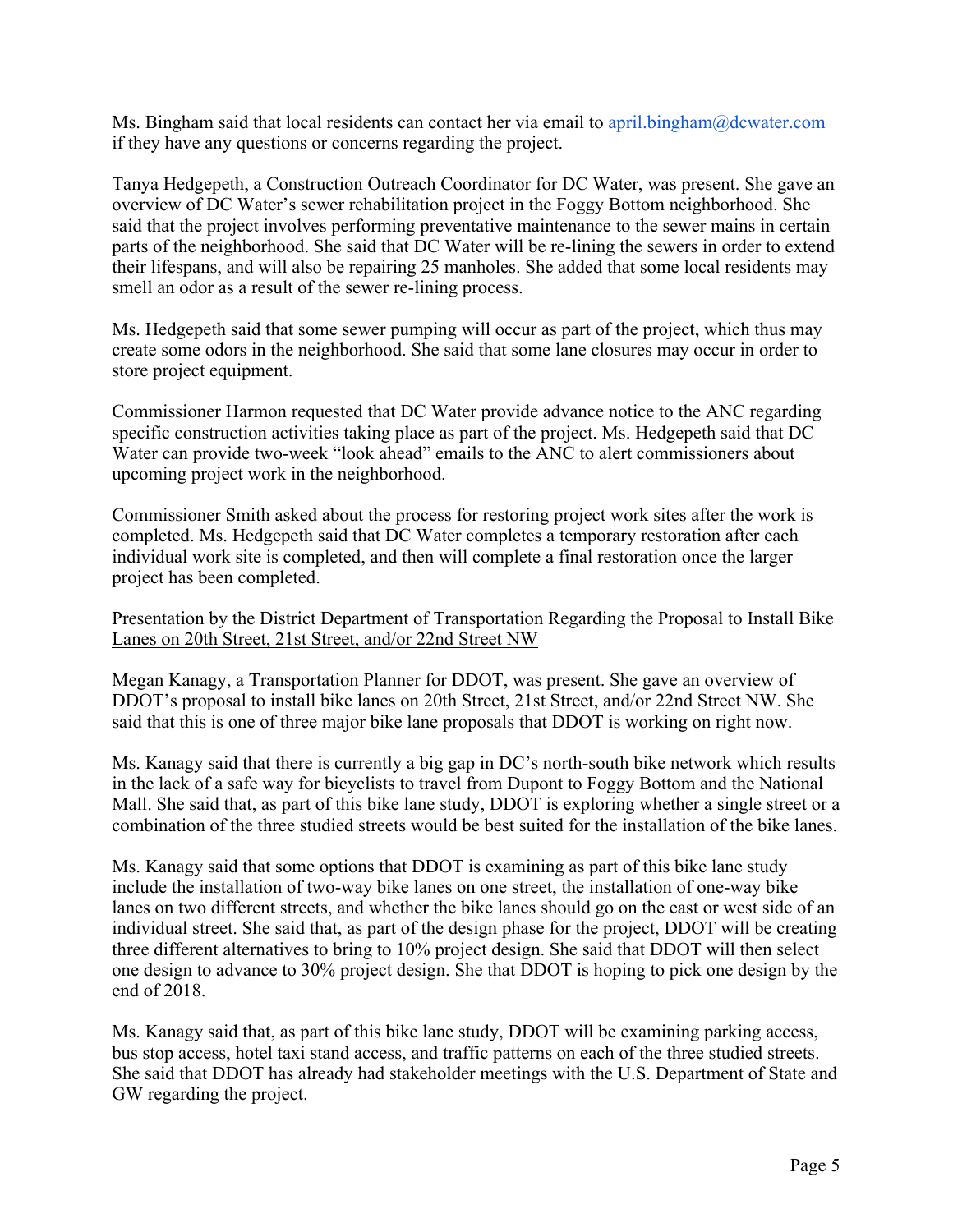Ms. Bingham said that local residents can contact her via email to april.bingham@dcwater.com if they have any questions or concerns regarding the project.

Tanya Hedgepeth, a Construction Outreach Coordinator for DC Water, was present. She gave an overview of DC Water's sewer rehabilitation project in the Foggy Bottom neighborhood. She said that the project involves performing preventative maintenance to the sewer mains in certain parts of the neighborhood. She said that DC Water will be re-lining the sewers in order to extend their lifespans, and will also be repairing 25 manholes. She added that some local residents may smell an odor as a result of the sewer re-lining process.

Ms. Hedgepeth said that some sewer pumping will occur as part of the project, which thus may create some odors in the neighborhood. She said that some lane closures may occur in order to store project equipment.

Commissioner Harmon requested that DC Water provide advance notice to the ANC regarding specific construction activities taking place as part of the project. Ms. Hedgepeth said that DC Water can provide two-week "look ahead" emails to the ANC to alert commissioners about upcoming project work in the neighborhood.

Commissioner Smith asked about the process for restoring project work sites after the work is completed. Ms. Hedgepeth said that DC Water completes a temporary restoration after each individual work site is completed, and then will complete a final restoration once the larger project has been completed.

<u>Presentation by the District Department of Transportation Regarding the Proposal to Install Bike Lanes on 20th Street, 21st Street, and/or 22nd Street NW</u>

Megan Kanagy, a Transportation Planner for DDOT, was present. She gave an overview of DDOT's proposal to install bike lanes on 20th Street, 21st Street, and/or 22nd Street NW. She said that this is one of three major bike lane proposals that DDOT is working on right now.

Ms. Kanagy said that there is currently a big gap in DC's north-south bike network which results in the lack of a safe way for bicyclists to travel from Dupont to Foggy Bottom and the National Mall. She said that, as part of this bike lane study, DDOT is exploring whether a single street or a combination of the three studied streets would be best suited for the installation of the bike lanes.

Ms. Kanagy said that some options that DDOT is examining as part of this bike lane study include the installation of two-way bike lanes on one street, the installation of one-way bike lanes on two different streets, and whether the bike lanes should go on the east or west side of an individual street. She said that, as part of the design phase for the project, DDOT will be creating three different alternatives to bring to 10% project design. She said that DDOT will then select one design to advance to 30% project design. She that DDOT is hoping to pick one design by the end of 2018.

Ms. Kanagy said that, as part of this bike lane study, DDOT will be examining parking access, bus stop access, hotel taxi stand access, and traffic patterns on each of the three studied streets. She said that DDOT has already had stakeholder meetings with the U.S. Department of State and GW regarding the project.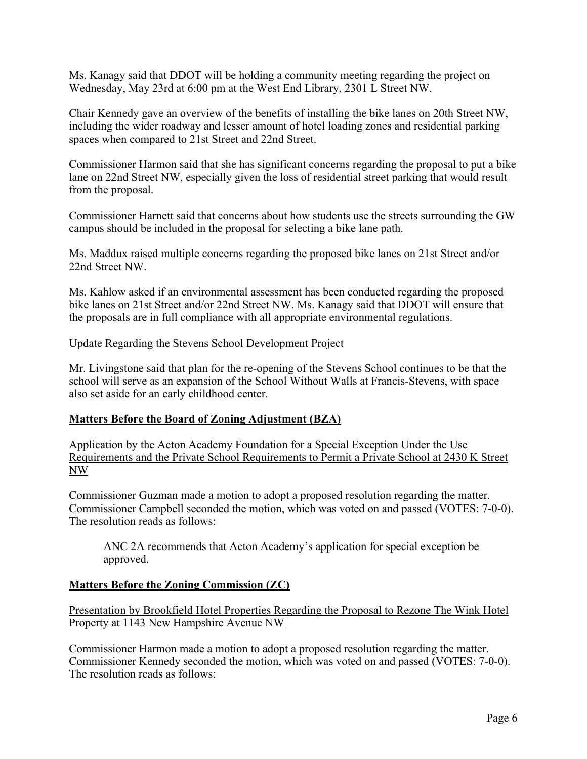Ms. Kanagy said that DDOT will be holding a community meeting regarding the project on Wednesday, May 23rd at 6:00 pm at the West End Library, 2301 L Street NW.

Chair Kennedy gave an overview of the benefits of installing the bike lanes on 20th Street NW, including the wider roadway and lesser amount of hotel loading zones and residential parking spaces when compared to 21st Street and 22nd Street.

Commissioner Harmon said that she has significant concerns regarding the proposal to put a bike lane on 22nd Street NW, especially given the loss of residential street parking that would result from the proposal.

Commissioner Harnett said that concerns about how students use the streets surrounding the GW campus should be included in the proposal for selecting a bike lane path.

Ms. Maddux raised multiple concerns regarding the proposed bike lanes on 21st Street and/or 22nd Street NW.

Ms. Kahlow asked if an environmental assessment has been conducted regarding the proposed bike lanes on 21st Street and/or 22nd Street NW. Ms. Kanagy said that DDOT will ensure that the proposals are in full compliance with all appropriate environmental regulations.

Update Regarding the Stevens School Development Project

Mr. Livingstone said that plan for the re-opening of the Stevens School continues to be that the school will serve as an expansion of the School Without Walls at Francis-Stevens, with space also set aside for an early childhood center.

## Matters Before the Board of Zoning Adjustment (BZA)

Application by the Acton Academy Foundation for a Special Exception Under the Use Requirements and the Private School Requirements to Permit a Private School at 2430 K Street NW

Commissioner Guzman made a motion to adopt a proposed resolution regarding the matter. Commissioner Campbell seconded the motion, which was voted on and passed (VOTES: 7-0-0). The resolution reads as follows:

> ANC 2A recommends that Acton Academy's application for special exception be approved.

## Matters Before the Zoning Commission (ZC)

Presentation by Brookfield Hotel Properties Regarding the Proposal to Rezone The Wink Hotel Property at 1143 New Hampshire Avenue NW

Commissioner Harmon made a motion to adopt a proposed resolution regarding the matter. Commissioner Kennedy seconded the motion, which was voted on and passed (VOTES: 7-0-0). The resolution reads as follows: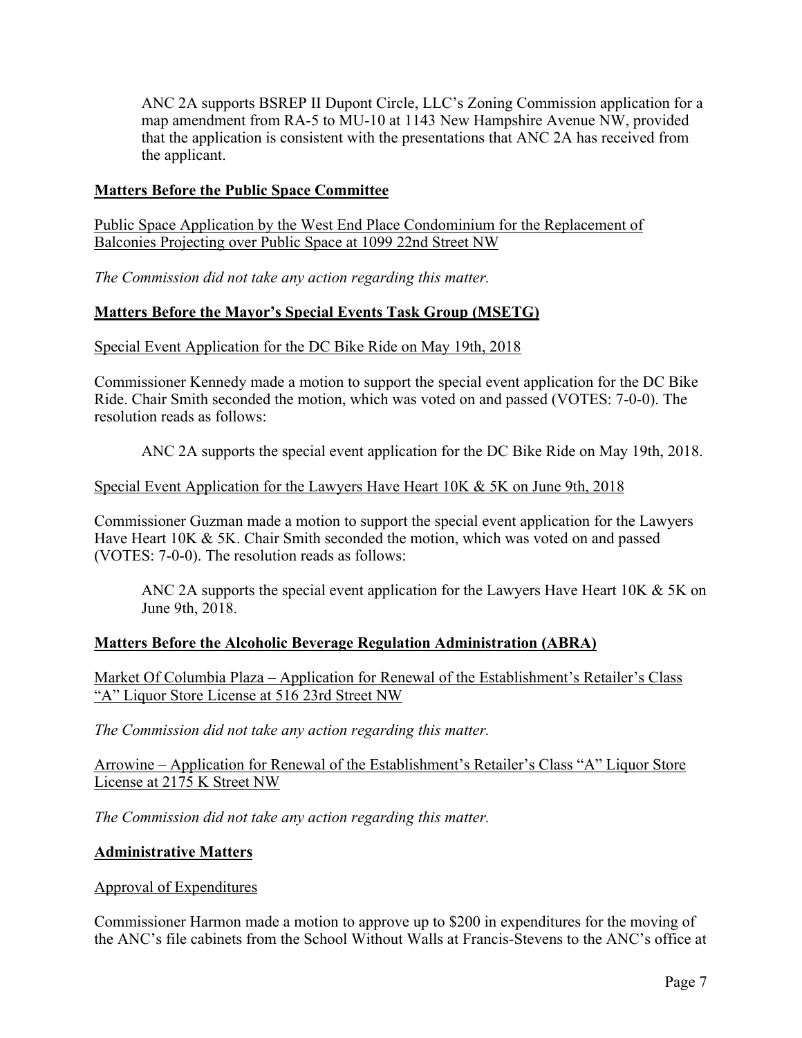> ANC 2A supports BSREP II Dupont Circle, LLC's Zoning Commission application for a map amendment from RA-5 to MU-10 at 1143 New Hampshire Avenue NW, provided that the application is consistent with the presentations that ANC 2A has received from the applicant.

## **Matters Before the Public Space Committee**

<u>Public Space Application by the West End Place Condominium for the Replacement of Balconies Projecting over Public Space at 1099 22nd Street NW</u>

*The Commission did not take any action regarding this matter.*

## **Matters Before the Mayor's Special Events Task Group (MSETG)**

<u>Special Event Application for the DC Bike Ride on May 19th, 2018</u>

Commissioner Kennedy made a motion to support the special event application for the DC Bike Ride. Chair Smith seconded the motion, which was voted on and passed (VOTES: 7-0-0). The resolution reads as follows:

> ANC 2A supports the special event application for the DC Bike Ride on May 19th, 2018.

<u>Special Event Application for the Lawyers Have Heart 10K & 5K on June 9th, 2018</u>

Commissioner Guzman made a motion to support the special event application for the Lawyers Have Heart 10K & 5K. Chair Smith seconded the motion, which was voted on and passed (VOTES: 7-0-0). The resolution reads as follows:

> ANC 2A supports the special event application for the Lawyers Have Heart 10K & 5K on June 9th, 2018.

## **Matters Before the Alcoholic Beverage Regulation Administration (ABRA)**

<u>Market Of Columbia Plaza – Application for Renewal of the Establishment's Retailer's Class "A" Liquor Store License at 516 23rd Street NW</u>

*The Commission did not take any action regarding this matter.*

<u>Arrowine – Application for Renewal of the Establishment's Retailer's Class "A" Liquor Store License at 2175 K Street NW</u>

*The Commission did not take any action regarding this matter.*

## **Administrative Matters**

<u>Approval of Expenditures</u>

Commissioner Harmon made a motion to approve up to $200 in expenditures for the moving of the ANC's file cabinets from the School Without Walls at Francis-Stevens to the ANC's office at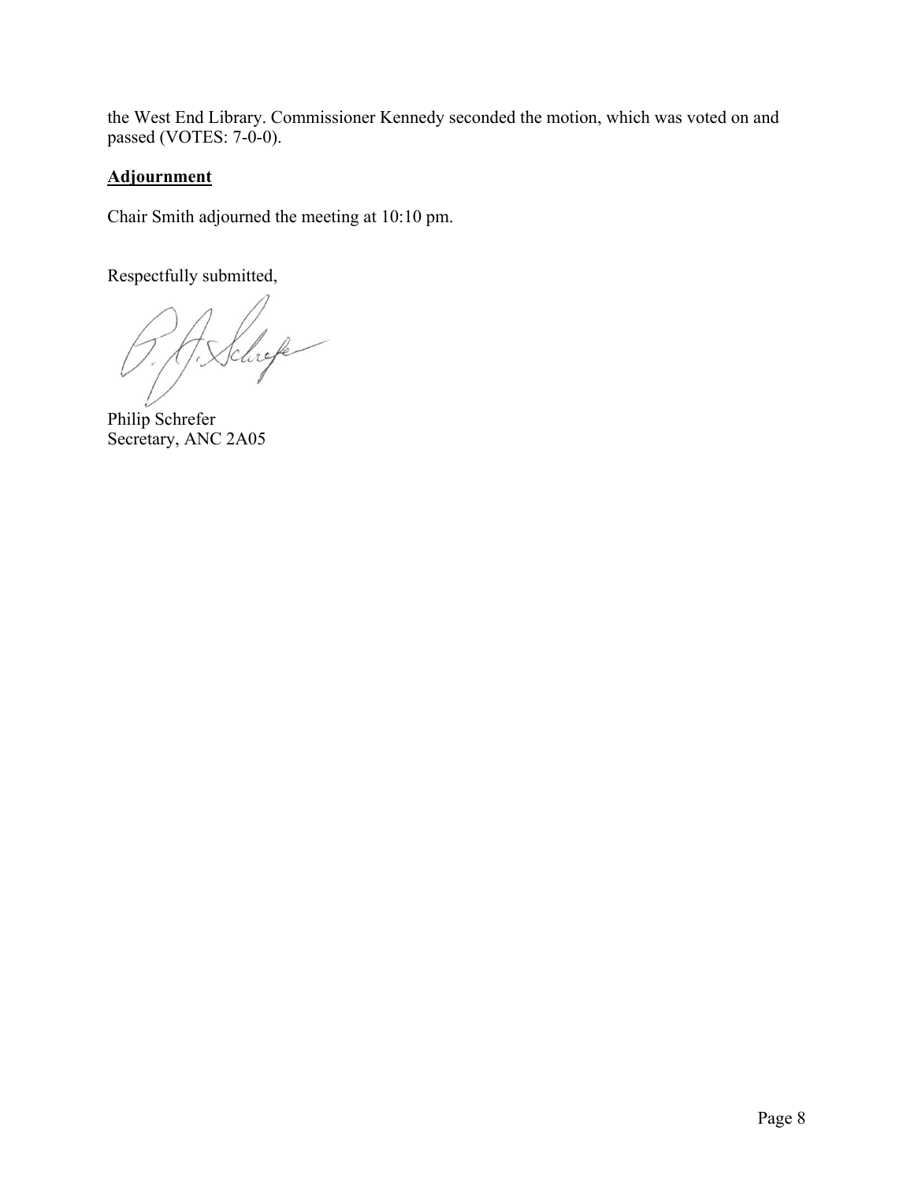the West End Library. Commissioner Kennedy seconded the motion, which was voted on and passed (VOTES: 7-0-0).

## **Adjournment**

Chair Smith adjourned the meeting at 10:10 pm.

Respectfully submitted,

Philip Schrefer
Secretary, ANC 2A05